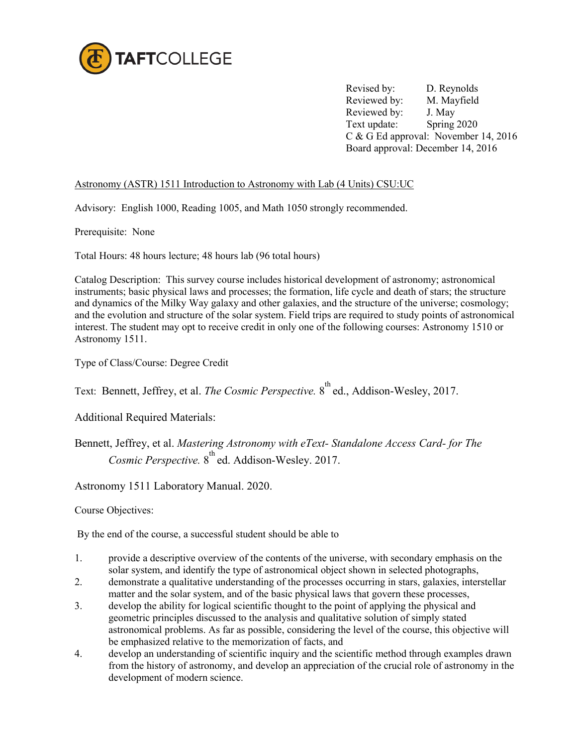TAFTCOLLEGE

Revised by: D. Reynolds
Reviewed by: M. Mayfield
Reviewed by: J. May
Text update: Spring 2020
C & G Ed approval: November 14, 2016
Board approval: December 14, 2016

Astronomy (ASTR) 1511 Introduction to Astronomy with Lab (4 Units) CSU:UC

Advisory: English 1000, Reading 1005, and Math 1050 strongly recommended.

Prerequisite: None

Total Hours: 48 hours lecture; 48 hours lab (96 total hours)

Catalog Description: This survey course includes historical development of astronomy; astronomical instruments; basic physical laws and processes; the formation, life cycle and death of stars; the structure and dynamics of the Milky Way galaxy and other galaxies, and the structure of the universe; cosmology; and the evolution and structure of the solar system. Field trips are required to study points of astronomical interest. The student may opt to receive credit in only one of the following courses: Astronomy 1510 or Astronomy 1511.

Type of Class/Course: Degree Credit

Text: Bennett, Jeffrey, et al. *The Cosmic Perspective.* 8th ed., Addison-Wesley, 2017.

Additional Required Materials:

Bennett, Jeffrey, et al. *Mastering Astronomy with eText- Standalone Access Card- for The Cosmic Perspective.* 8th ed. Addison-Wesley. 2017.

Astronomy 1511 Laboratory Manual. 2020.

Course Objectives:

By the end of the course, a successful student should be able to

1. provide a descriptive overview of the contents of the universe, with secondary emphasis on the solar system, and identify the type of astronomical object shown in selected photographs,
2. demonstrate a qualitative understanding of the processes occurring in stars, galaxies, interstellar matter and the solar system, and of the basic physical laws that govern these processes,
3. develop the ability for logical scientific thought to the point of applying the physical and geometric principles discussed to the analysis and qualitative solution of simply stated astronomical problems. As far as possible, considering the level of the course, this objective will be emphasized relative to the memorization of facts, and
4. develop an understanding of scientific inquiry and the scientific method through examples drawn from the history of astronomy, and develop an appreciation of the crucial role of astronomy in the development of modern science.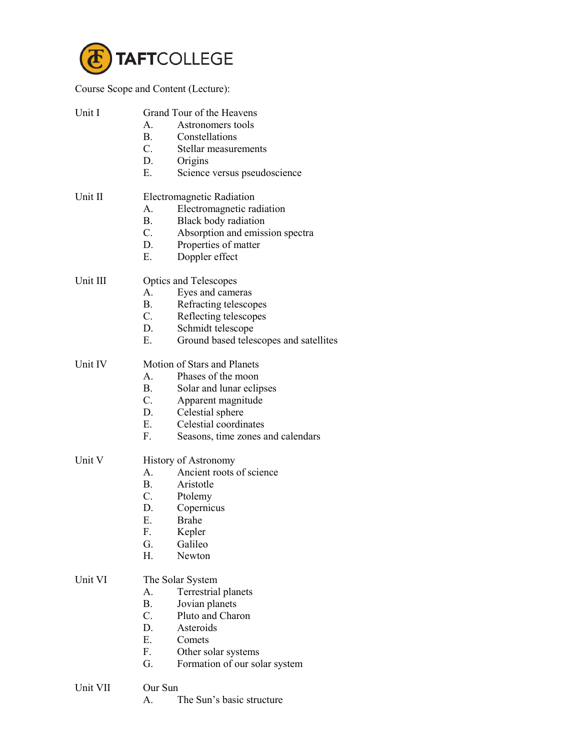Course Scope and Content (Lecture):

Unit I Grand Tour of the Heavens

- A. Astronomers tools
- B. Constellations
- C. Stellar measurements
- D. Origins
- E. Science versus pseudoscience

Unit II Electromagnetic Radiation

- A. Electromagnetic radiation
- B. Black body radiation
- C. Absorption and emission spectra
- D. Properties of matter
- E. Doppler effect

Unit III Optics and Telescopes

- A. Eyes and cameras
- B. Refracting telescopes
- C. Reflecting telescopes
- D. Schmidt telescope
- E. Ground based telescopes and satellites

Unit IV Motion of Stars and Planets

- A. Phases of the moon
- B. Solar and lunar eclipses
- C. Apparent magnitude
- D. Celestial sphere
- E. Celestial coordinates
- F. Seasons, time zones and calendars

Unit V History of Astronomy

- A. Ancient roots of science
- B. Aristotle
- C. Ptolemy
- D. Copernicus
- E. Brahe
- F. Kepler
- G. Galileo
- H. Newton

Unit VI The Solar System

- A. Terrestrial planets
- B. Jovian planets
- C. Pluto and Charon
- D. Asteroids
- E. Comets
- F. Other solar systems
- G. Formation of our solar system

Unit VII Our Sun

- A. The Sun's basic structure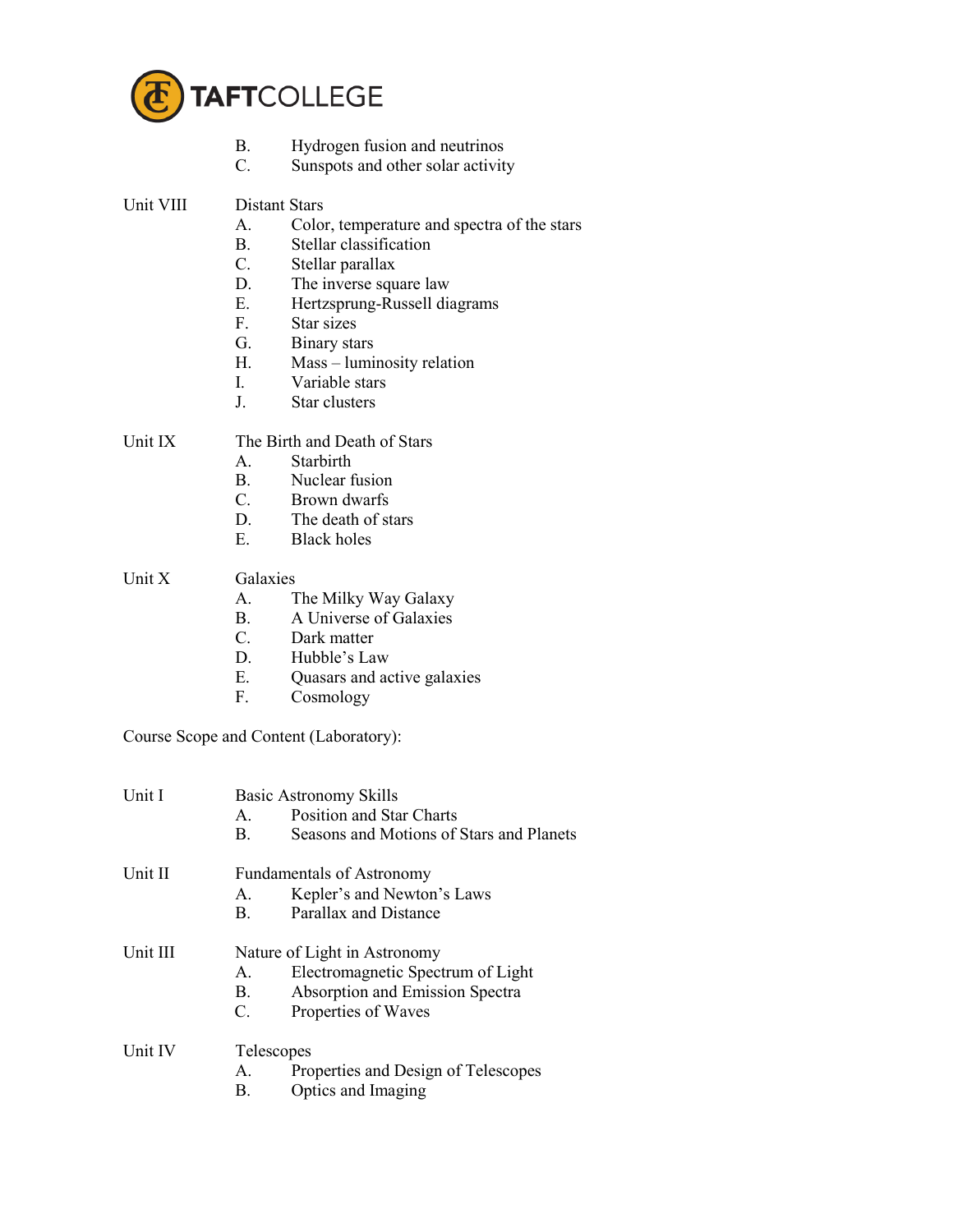B. Hydrogen fusion and neutrinos
C. Sunspots and other solar activity

Unit VIII — Distant Stars

A. Color, temperature and spectra of the stars
B. Stellar classification
C. Stellar parallax
D. The inverse square law
E. Hertzsprung-Russell diagrams
F. Star sizes
G. Binary stars
H. Mass – luminosity relation
I. Variable stars
J. Star clusters

Unit IX — The Birth and Death of Stars

A. Starbirth
B. Nuclear fusion
C. Brown dwarfs
D. The death of stars
E. Black holes

Unit X — Galaxies

A. The Milky Way Galaxy
B. A Universe of Galaxies
C. Dark matter
D. Hubble's Law
E. Quasars and active galaxies
F. Cosmology

Course Scope and Content (Laboratory):

Unit I — Basic Astronomy Skills

A. Position and Star Charts
B. Seasons and Motions of Stars and Planets

Unit II — Fundamentals of Astronomy

A. Kepler's and Newton's Laws
B. Parallax and Distance

Unit III — Nature of Light in Astronomy

A. Electromagnetic Spectrum of Light
B. Absorption and Emission Spectra
C. Properties of Waves

Unit IV — Telescopes

A. Properties and Design of Telescopes
B. Optics and Imaging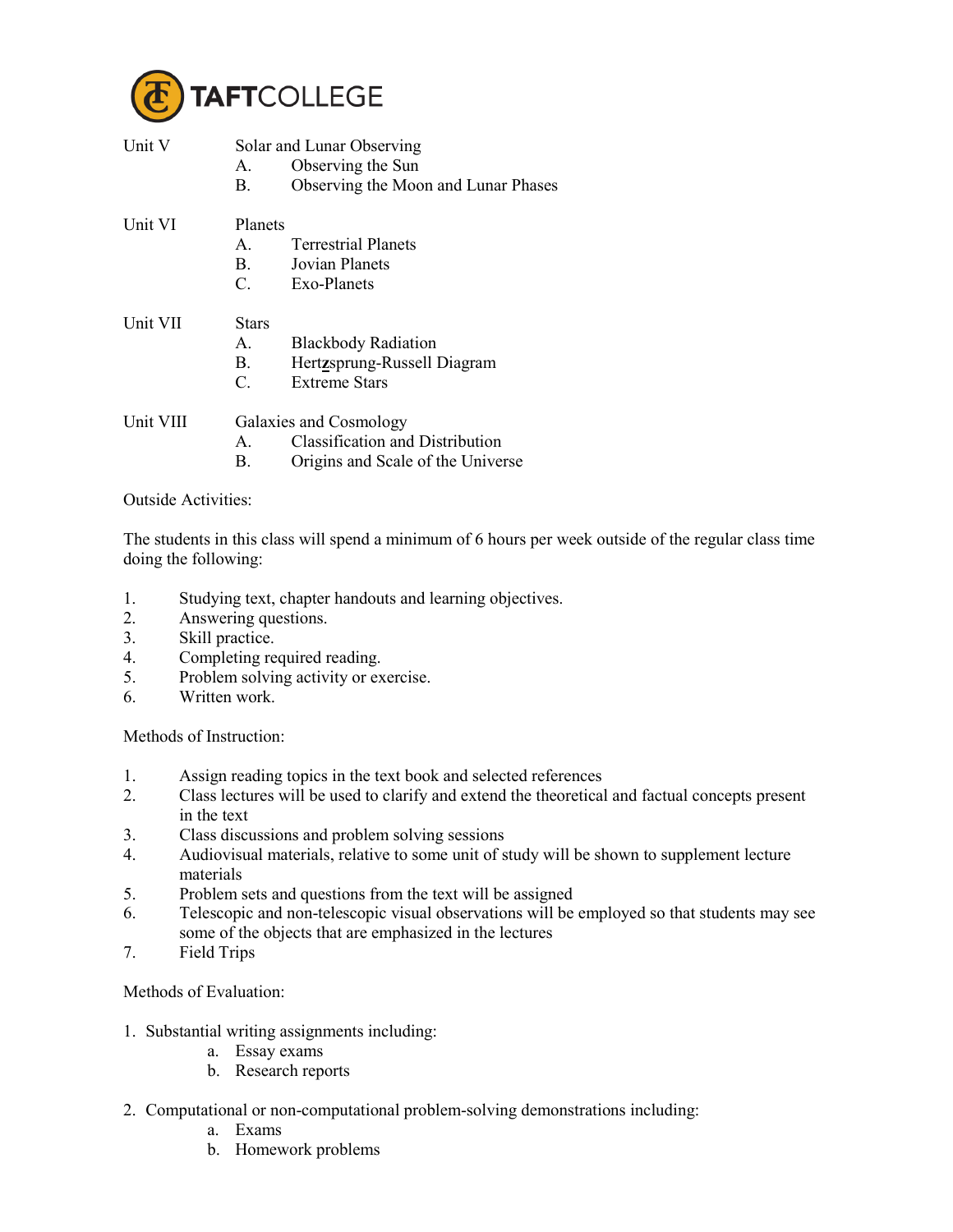Unit V Solar and Lunar Observing
- A. Observing the Sun
- B. Observing the Moon and Lunar Phases

Unit VI Planets
- A. Terrestrial Planets
- B. Jovian Planets
- C. Exo-Planets

Unit VII Stars
- A. Blackbody Radiation
- B. Hertzsprung-Russell Diagram
- C. Extreme Stars

Unit VIII Galaxies and Cosmology
- A. Classification and Distribution
- B. Origins and Scale of the Universe

Outside Activities:

The students in this class will spend a minimum of 6 hours per week outside of the regular class time doing the following:

1. Studying text, chapter handouts and learning objectives.
2. Answering questions.
3. Skill practice.
4. Completing required reading.
5. Problem solving activity or exercise.
6. Written work.

Methods of Instruction:

1. Assign reading topics in the text book and selected references
2. Class lectures will be used to clarify and extend the theoretical and factual concepts present in the text
3. Class discussions and problem solving sessions
4. Audiovisual materials, relative to some unit of study will be shown to supplement lecture materials
5. Problem sets and questions from the text will be assigned
6. Telescopic and non-telescopic visual observations will be employed so that students may see some of the objects that are emphasized in the lectures
7. Field Trips

Methods of Evaluation:

1. Substantial writing assignments including:
   - a. Essay exams
   - b. Research reports

2. Computational or non-computational problem-solving demonstrations including:
   - a. Exams
   - b. Homework problems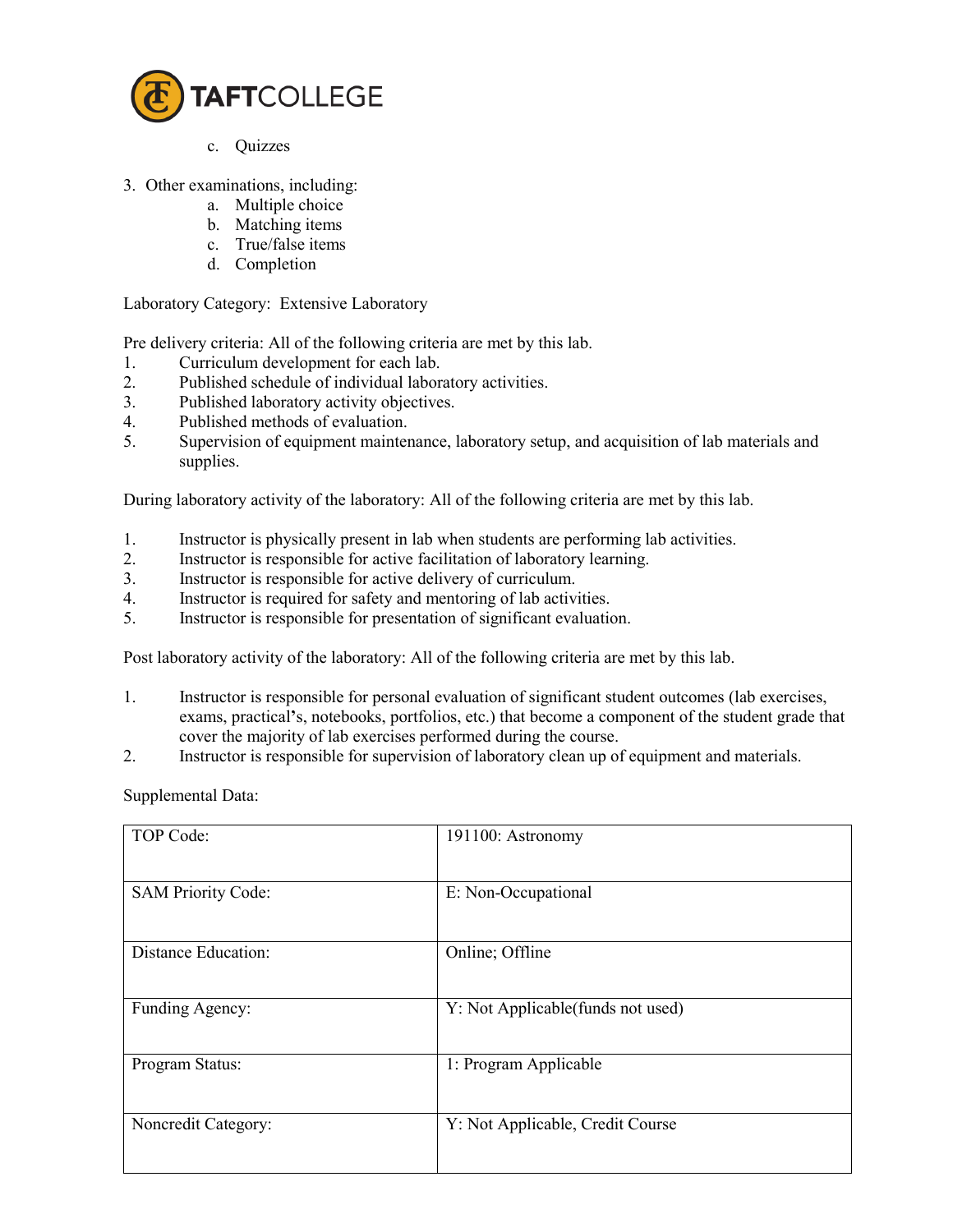c. Quizzes

3. Other examinations, including:
   a. Multiple choice
   b. Matching items
   c. True/false items
   d. Completion

Laboratory Category: Extensive Laboratory

Pre delivery criteria: All of the following criteria are met by this lab.

1. Curriculum development for each lab.
2. Published schedule of individual laboratory activities.
3. Published laboratory activity objectives.
4. Published methods of evaluation.
5. Supervision of equipment maintenance, laboratory setup, and acquisition of lab materials and supplies.

During laboratory activity of the laboratory: All of the following criteria are met by this lab.

1. Instructor is physically present in lab when students are performing lab activities.
2. Instructor is responsible for active facilitation of laboratory learning.
3. Instructor is responsible for active delivery of curriculum.
4. Instructor is required for safety and mentoring of lab activities.
5. Instructor is responsible for presentation of significant evaluation.

Post laboratory activity of the laboratory: All of the following criteria are met by this lab.

1. Instructor is responsible for personal evaluation of significant student outcomes (lab exercises, exams, practical's, notebooks, portfolios, etc.) that become a component of the student grade that cover the majority of lab exercises performed during the course.
2. Instructor is responsible for supervision of laboratory clean up of equipment and materials.

Supplemental Data:

| TOP Code: | 191100: Astronomy |
|---|---|
| SAM Priority Code: | E: Non-Occupational |
| Distance Education: | Online; Offline |
| Funding Agency: | Y: Not Applicable(funds not used) |
| Program Status: | 1: Program Applicable |
| Noncredit Category: | Y: Not Applicable, Credit Course |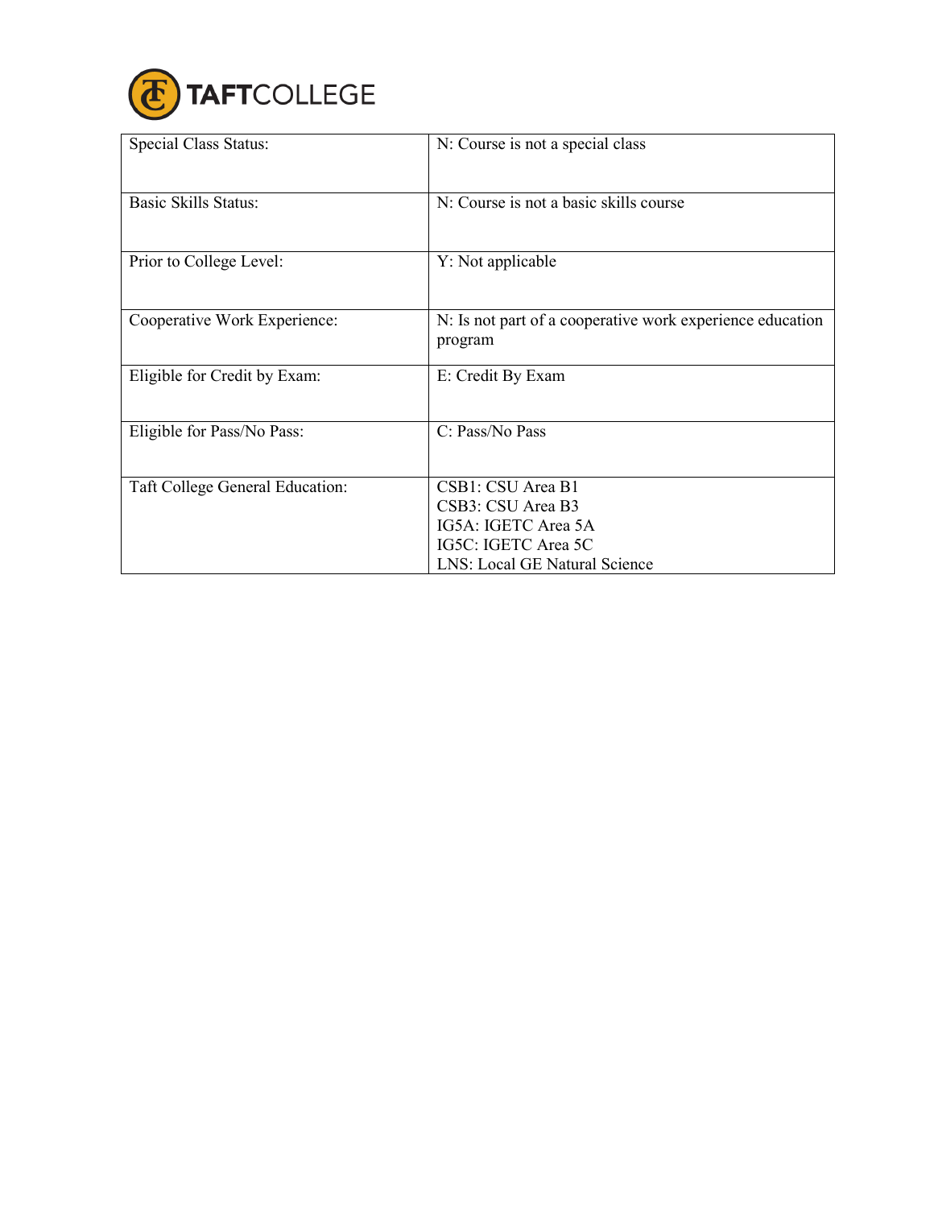| | |
|---|---|
| Special Class Status: | N: Course is not a special class |
| Basic Skills Status: | N: Course is not a basic skills course |
| Prior to College Level: | Y: Not applicable |
| Cooperative Work Experience: | N: Is not part of a cooperative work experience education program |
| Eligible for Credit by Exam: | E: Credit By Exam |
| Eligible for Pass/No Pass: | C: Pass/No Pass |
| Taft College General Education: | CSB1: CSU Area B1<br>CSB3: CSU Area B3<br>IG5A: IGETC Area 5A<br>IG5C: IGETC Area 5C<br>LNS: Local GE Natural Science |